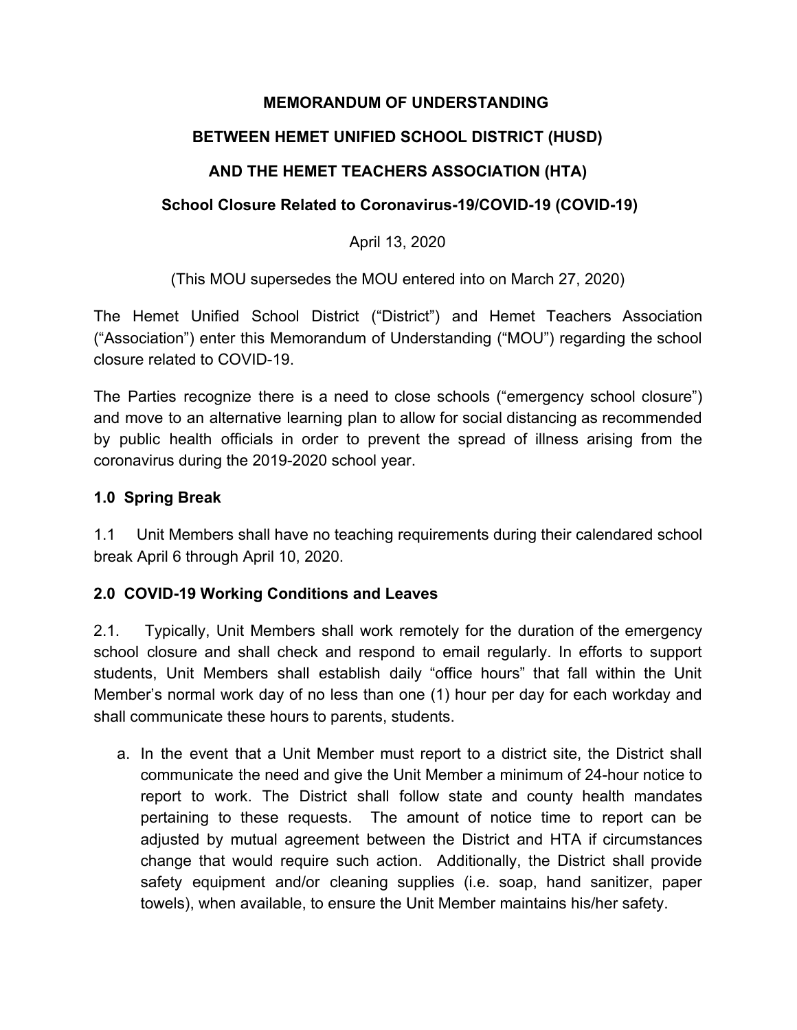# MEMORANDUM OF UNDERSTANDING

# BETWEEN HEMET UNIFIED SCHOOL DISTRICT (HUSD)

# AND THE HEMET TEACHERS ASSOCIATION (HTA)

## School Closure Related to Coronavirus-19/COVID-19 (COVID-19)

April 13, 2020

(This MOU supersedes the MOU entered into on March 27, 2020)

The Hemet Unified School District ("District") and Hemet Teachers Association ("Association") enter this Memorandum of Understanding ("MOU") regarding the school closure related to COVID-19.

The Parties recognize there is a need to close schools ("emergency school closure") and move to an alternative learning plan to allow for social distancing as recommended by public health officials in order to prevent the spread of illness arising from the coronavirus during the 2019-2020 school year.

### 1.0 Spring Break

1.1 Unit Members shall have no teaching requirements during their calendared school break April 6 through April 10, 2020.

### 2.0 COVID-19 Working Conditions and Leaves

2.1. Typically, Unit Members shall work remotely for the duration of the emergency school closure and shall check and respond to email regularly. In efforts to support students, Unit Members shall establish daily "office hours" that fall within the Unit Member's normal work day of no less than one (1) hour per day for each workday and shall communicate these hours to parents, students.

a. In the event that a Unit Member must report to a district site, the District shall communicate the need and give the Unit Member a minimum of 24-hour notice to report to work. The District shall follow state and county health mandates pertaining to these requests. The amount of notice time to report can be adjusted by mutual agreement between the District and HTA if circumstances change that would require such action. Additionally, the District shall provide safety equipment and/or cleaning supplies (i.e. soap, hand sanitizer, paper towels), when available, to ensure the Unit Member maintains his/her safety.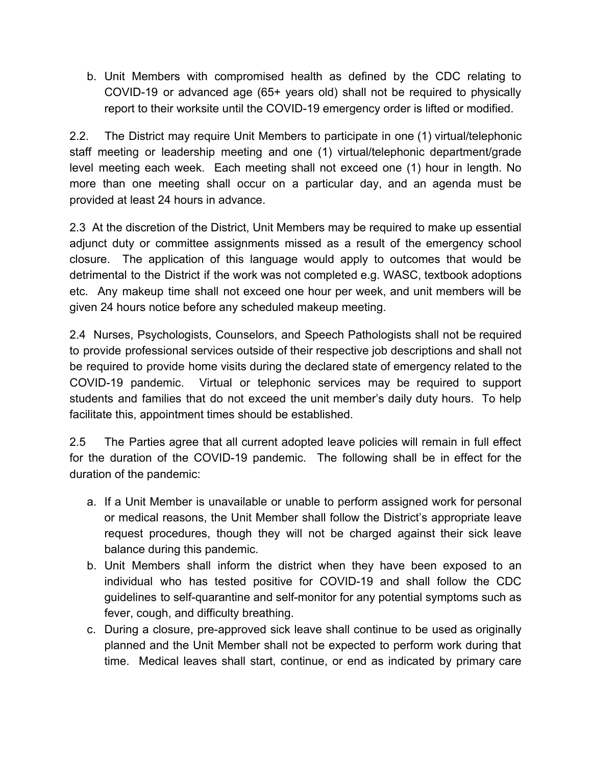b. Unit Members with compromised health as defined by the CDC relating to COVID-19 or advanced age (65+ years old) shall not be required to physically report to their worksite until the COVID-19 emergency order is lifted or modified.

2.2. The District may require Unit Members to participate in one (1) virtual/telephonic staff meeting or leadership meeting and one (1) virtual/telephonic department/grade level meeting each week. Each meeting shall not exceed one (1) hour in length. No more than one meeting shall occur on a particular day, and an agenda must be provided at least 24 hours in advance.

2.3 At the discretion of the District, Unit Members may be required to make up essential adjunct duty or committee assignments missed as a result of the emergency school closure. The application of this language would apply to outcomes that would be detrimental to the District if the work was not completed e.g. WASC, textbook adoptions etc. Any makeup time shall not exceed one hour per week, and unit members will be given 24 hours notice before any scheduled makeup meeting.

2.4 Nurses, Psychologists, Counselors, and Speech Pathologists shall not be required to provide professional services outside of their respective job descriptions and shall not be required to provide home visits during the declared state of emergency related to the COVID-19 pandemic. Virtual or telephonic services may be required to support students and families that do not exceed the unit member's daily duty hours. To help facilitate this, appointment times should be established.

2.5 The Parties agree that all current adopted leave policies will remain in full effect for the duration of the COVID-19 pandemic. The following shall be in effect for the duration of the pandemic:

a. If a Unit Member is unavailable or unable to perform assigned work for personal or medical reasons, the Unit Member shall follow the District's appropriate leave request procedures, though they will not be charged against their sick leave balance during this pandemic.
b. Unit Members shall inform the district when they have been exposed to an individual who has tested positive for COVID-19 and shall follow the CDC guidelines to self-quarantine and self-monitor for any potential symptoms such as fever, cough, and difficulty breathing.
c. During a closure, pre-approved sick leave shall continue to be used as originally planned and the Unit Member shall not be expected to perform work during that time. Medical leaves shall start, continue, or end as indicated by primary care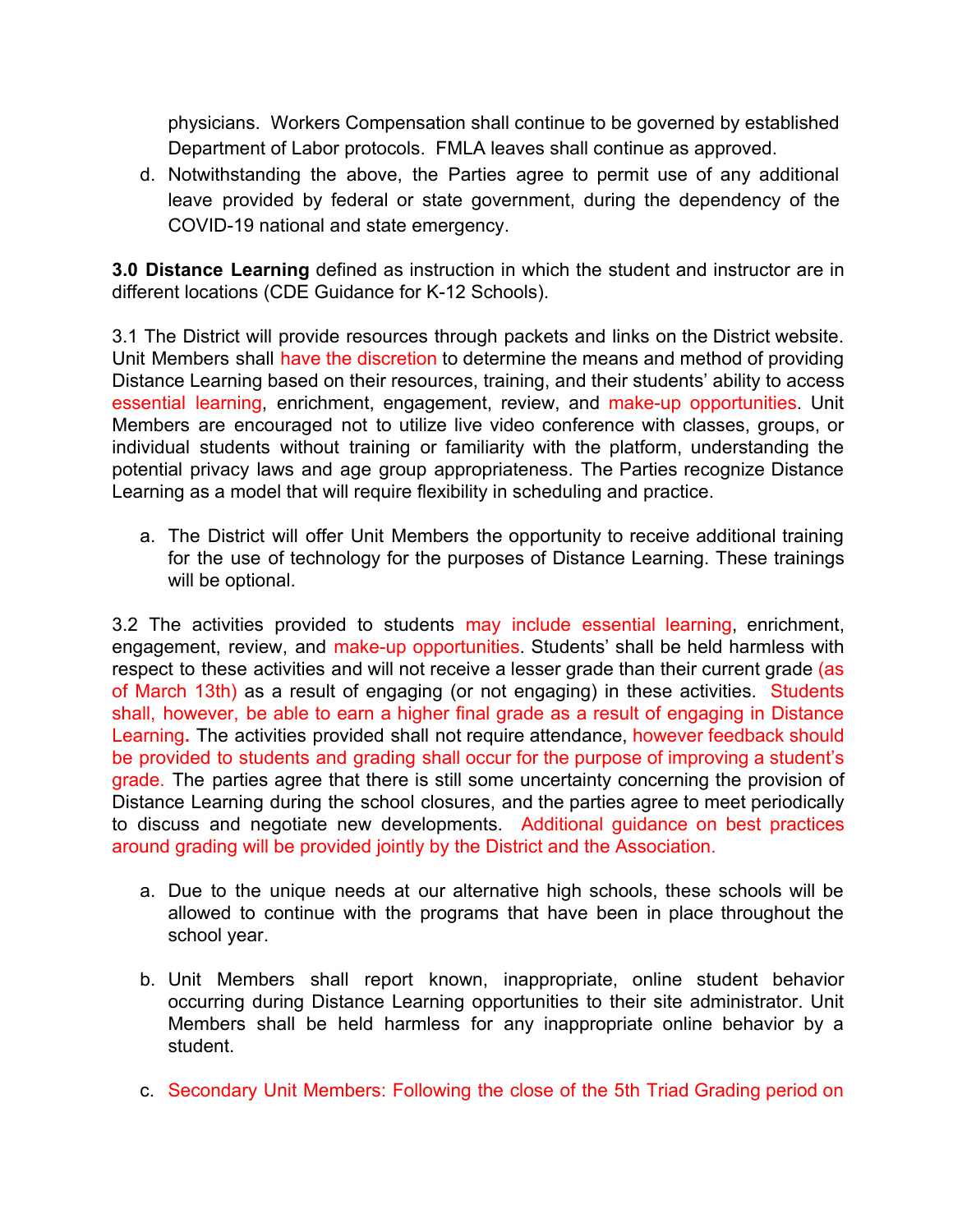physicians. Workers Compensation shall continue to be governed by established Department of Labor protocols. FMLA leaves shall continue as approved.

d. Notwithstanding the above, the Parties agree to permit use of any additional leave provided by federal or state government, during the dependency of the COVID-19 national and state emergency.

**3.0 Distance Learning** defined as instruction in which the student and instructor are in different locations (CDE Guidance for K-12 Schools).

3.1 The District will provide resources through packets and links on the District website. Unit Members shall have the discretion to determine the means and method of providing Distance Learning based on their resources, training, and their students' ability to access essential learning, enrichment, engagement, review, and make-up opportunities. Unit Members are encouraged not to utilize live video conference with classes, groups, or individual students without training or familiarity with the platform, understanding the potential privacy laws and age group appropriateness. The Parties recognize Distance Learning as a model that will require flexibility in scheduling and practice.

a. The District will offer Unit Members the opportunity to receive additional training for the use of technology for the purposes of Distance Learning. These trainings will be optional.

3.2 The activities provided to students may include essential learning, enrichment, engagement, review, and make-up opportunities. Students' shall be held harmless with respect to these activities and will not receive a lesser grade than their current grade (as of March 13th) as a result of engaging (or not engaging) in these activities. Students shall, however, be able to earn a higher final grade as a result of engaging in Distance Learning**.** The activities provided shall not require attendance, however feedback should be provided to students and grading shall occur for the purpose of improving a student's grade. The parties agree that there is still some uncertainty concerning the provision of Distance Learning during the school closures, and the parties agree to meet periodically to discuss and negotiate new developments. Additional guidance on best practices around grading will be provided jointly by the District and the Association.

a. Due to the unique needs at our alternative high schools, these schools will be allowed to continue with the programs that have been in place throughout the school year.

b. Unit Members shall report known, inappropriate, online student behavior occurring during Distance Learning opportunities to their site administrator. Unit Members shall be held harmless for any inappropriate online behavior by a student.

c. Secondary Unit Members: Following the close of the 5th Triad Grading period on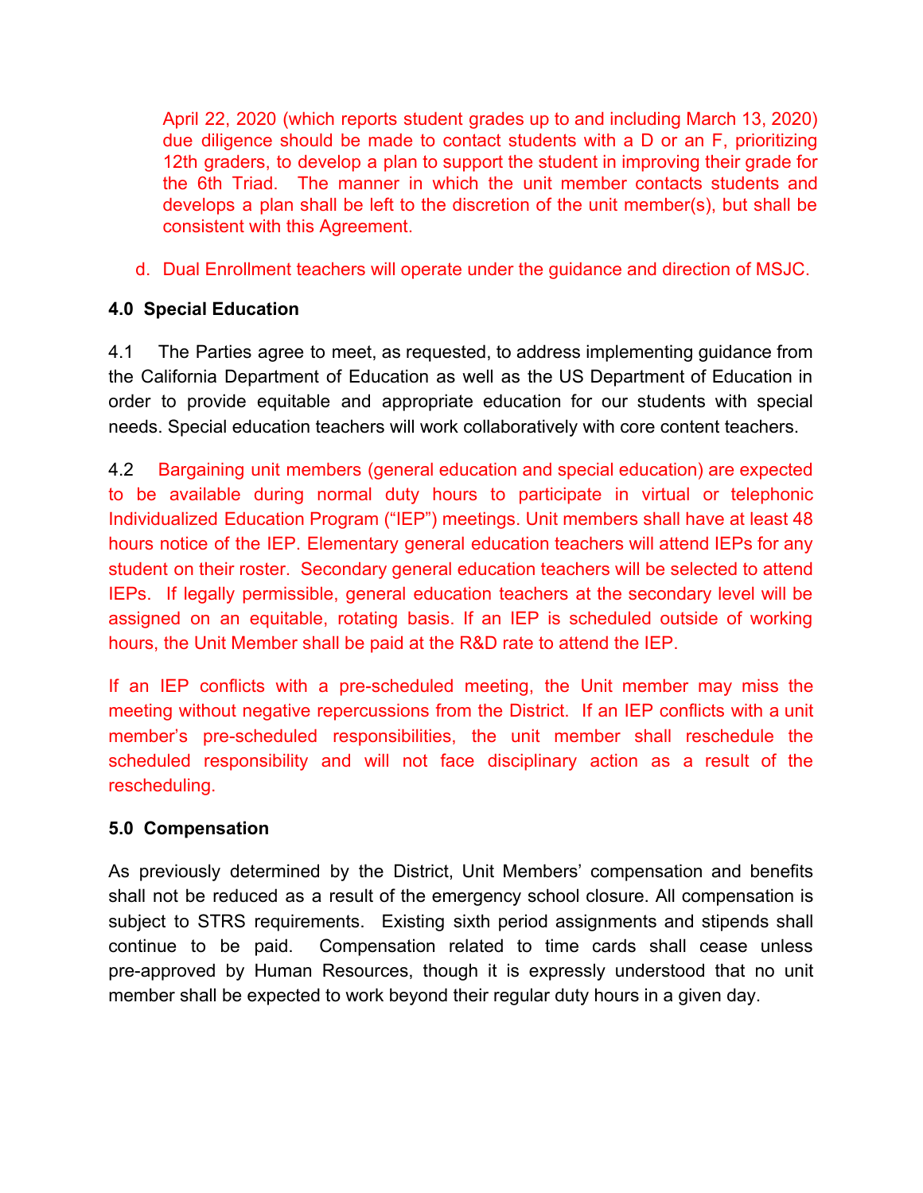April 22, 2020 (which reports student grades up to and including March 13, 2020) due diligence should be made to contact students with a D or an F, prioritizing 12th graders, to develop a plan to support the student in improving their grade for the 6th Triad. The manner in which the unit member contacts students and develops a plan shall be left to the discretion of the unit member(s), but shall be consistent with this Agreement.

d. Dual Enrollment teachers will operate under the guidance and direction of MSJC.

**4.0 Special Education**

4.1 The Parties agree to meet, as requested, to address implementing guidance from the California Department of Education as well as the US Department of Education in order to provide equitable and appropriate education for our students with special needs. Special education teachers will work collaboratively with core content teachers.

4.2 Bargaining unit members (general education and special education) are expected to be available during normal duty hours to participate in virtual or telephonic Individualized Education Program ("IEP") meetings. Unit members shall have at least 48 hours notice of the IEP. Elementary general education teachers will attend IEPs for any student on their roster. Secondary general education teachers will be selected to attend IEPs. If legally permissible, general education teachers at the secondary level will be assigned on an equitable, rotating basis. If an IEP is scheduled outside of working hours, the Unit Member shall be paid at the R&D rate to attend the IEP.

If an IEP conflicts with a pre-scheduled meeting, the Unit member may miss the meeting without negative repercussions from the District. If an IEP conflicts with a unit member's pre-scheduled responsibilities, the unit member shall reschedule the scheduled responsibility and will not face disciplinary action as a result of the rescheduling.

**5.0 Compensation**

As previously determined by the District, Unit Members' compensation and benefits shall not be reduced as a result of the emergency school closure. All compensation is subject to STRS requirements. Existing sixth period assignments and stipends shall continue to be paid. Compensation related to time cards shall cease unless pre-approved by Human Resources, though it is expressly understood that no unit member shall be expected to work beyond their regular duty hours in a given day.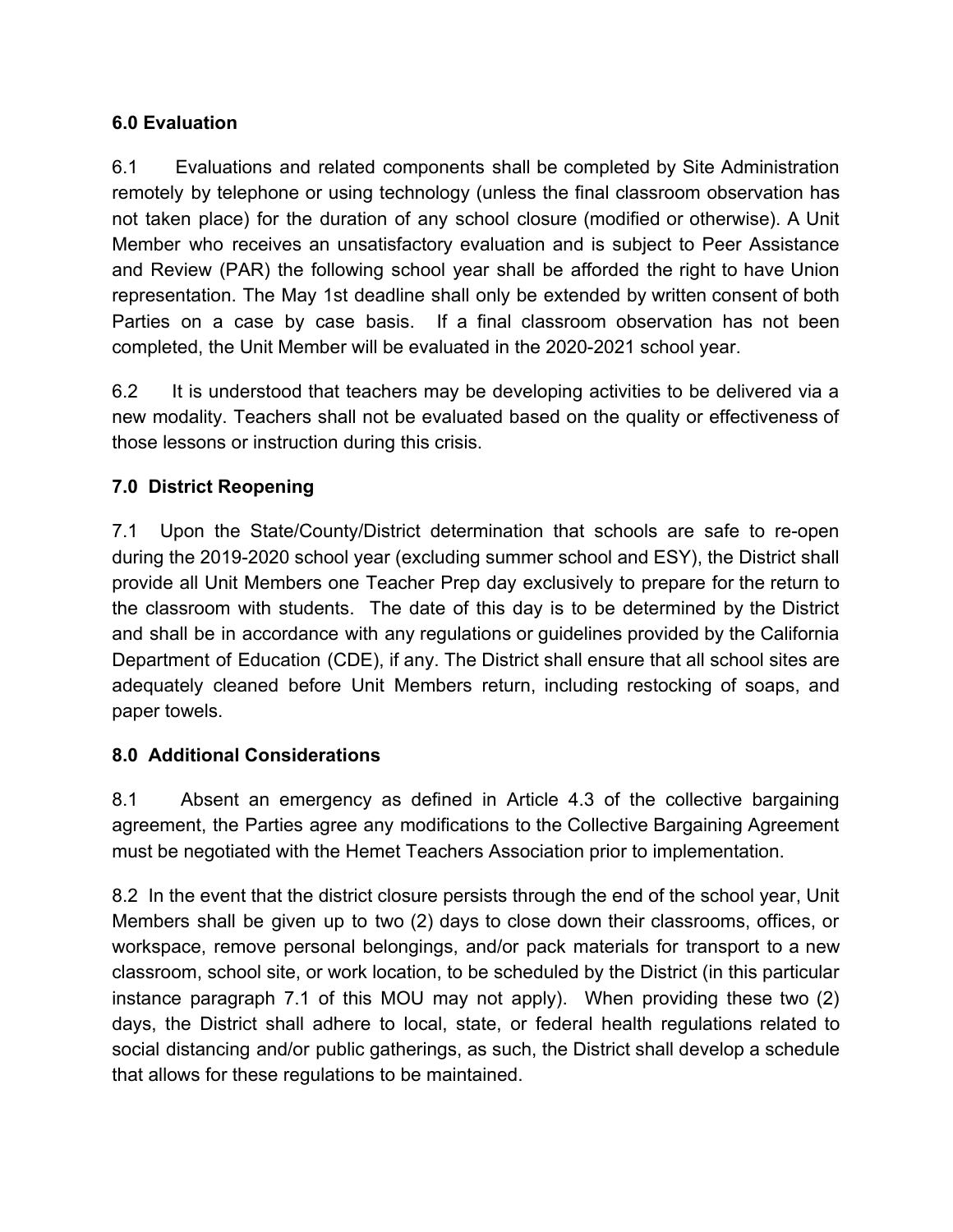**6.0 Evaluation**

6.1 Evaluations and related components shall be completed by Site Administration remotely by telephone or using technology (unless the final classroom observation has not taken place) for the duration of any school closure (modified or otherwise). A Unit Member who receives an unsatisfactory evaluation and is subject to Peer Assistance and Review (PAR) the following school year shall be afforded the right to have Union representation. The May 1st deadline shall only be extended by written consent of both Parties on a case by case basis. If a final classroom observation has not been completed, the Unit Member will be evaluated in the 2020-2021 school year.

6.2 It is understood that teachers may be developing activities to be delivered via a new modality. Teachers shall not be evaluated based on the quality or effectiveness of those lessons or instruction during this crisis.

**7.0 District Reopening**

7.1 Upon the State/County/District determination that schools are safe to re-open during the 2019-2020 school year (excluding summer school and ESY), the District shall provide all Unit Members one Teacher Prep day exclusively to prepare for the return to the classroom with students. The date of this day is to be determined by the District and shall be in accordance with any regulations or guidelines provided by the California Department of Education (CDE), if any. The District shall ensure that all school sites are adequately cleaned before Unit Members return, including restocking of soaps, and paper towels.

**8.0 Additional Considerations**

8.1 Absent an emergency as defined in Article 4.3 of the collective bargaining agreement, the Parties agree any modifications to the Collective Bargaining Agreement must be negotiated with the Hemet Teachers Association prior to implementation.

8.2 In the event that the district closure persists through the end of the school year, Unit Members shall be given up to two (2) days to close down their classrooms, offices, or workspace, remove personal belongings, and/or pack materials for transport to a new classroom, school site, or work location, to be scheduled by the District (in this particular instance paragraph 7.1 of this MOU may not apply). When providing these two (2) days, the District shall adhere to local, state, or federal health regulations related to social distancing and/or public gatherings, as such, the District shall develop a schedule that allows for these regulations to be maintained.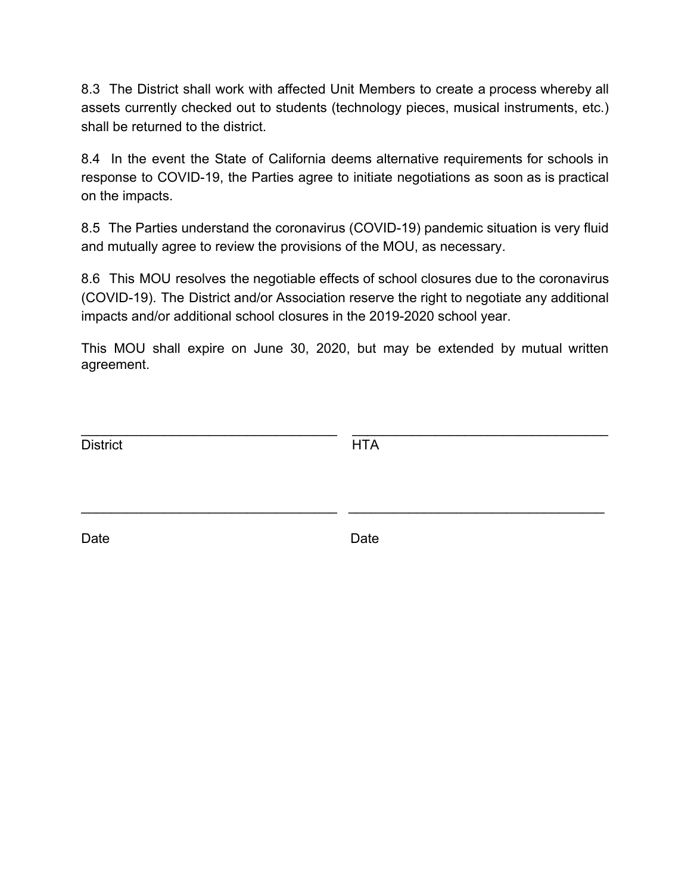8.3 The District shall work with affected Unit Members to create a process whereby all assets currently checked out to students (technology pieces, musical instruments, etc.) shall be returned to the district.

8.4 In the event the State of California deems alternative requirements for schools in response to COVID-19, the Parties agree to initiate negotiations as soon as is practical on the impacts.

8.5 The Parties understand the coronavirus (COVID-19) pandemic situation is very fluid and mutually agree to review the provisions of the MOU, as necessary.

8.6 This MOU resolves the negotiable effects of school closures due to the coronavirus (COVID-19). The District and/or Association reserve the right to negotiate any additional impacts and/or additional school closures in the 2019-2020 school year.

This MOU shall expire on June 30, 2020, but may be extended by mutual written agreement.

| | |
|---|---|
| ______________________________ | ______________________________ |
| District | HTA |
| ______________________________ | ______________________________ |
| Date | Date |